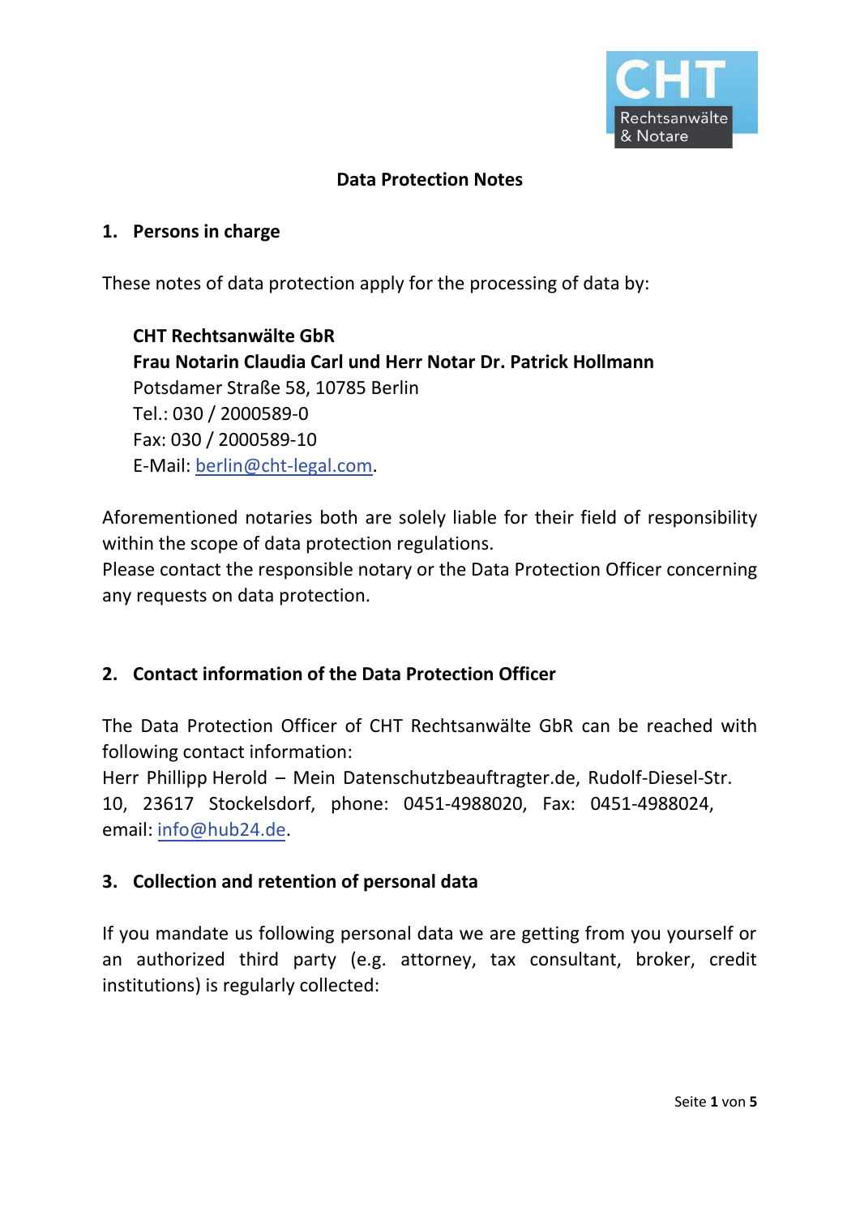# Data Protection Notes

## 1. Persons in charge

These notes of data protection apply for the processing of data by:

**CHT Rechtsanwälte GbR**
**Frau Notarin Claudia Carl und Herr Notar Dr. Patrick Hollmann**
Potsdamer Straße 58, 10785 Berlin
Tel.: 030 / 2000589-0
Fax: 030 / 2000589-10
E-Mail: berlin@cht-legal.com.

Aforementioned notaries both are solely liable for their field of responsibility within the scope of data protection regulations.
Please contact the responsible notary or the Data Protection Officer concerning any requests on data protection.

## 2. Contact information of the Data Protection Officer

The Data Protection Officer of CHT Rechtsanwälte GbR can be reached with following contact information:
Herr Phillipp Herold – Mein Datenschutzbeauftragter.de, Rudolf-Diesel-Str. 10, 23617 Stockelsdorf, phone: 0451-4988020, Fax: 0451-4988024, email: info@hub24.de.

## 3. Collection and retention of personal data

If you mandate us following personal data we are getting from you yourself or an authorized third party (e.g. attorney, tax consultant, broker, credit institutions) is regularly collected: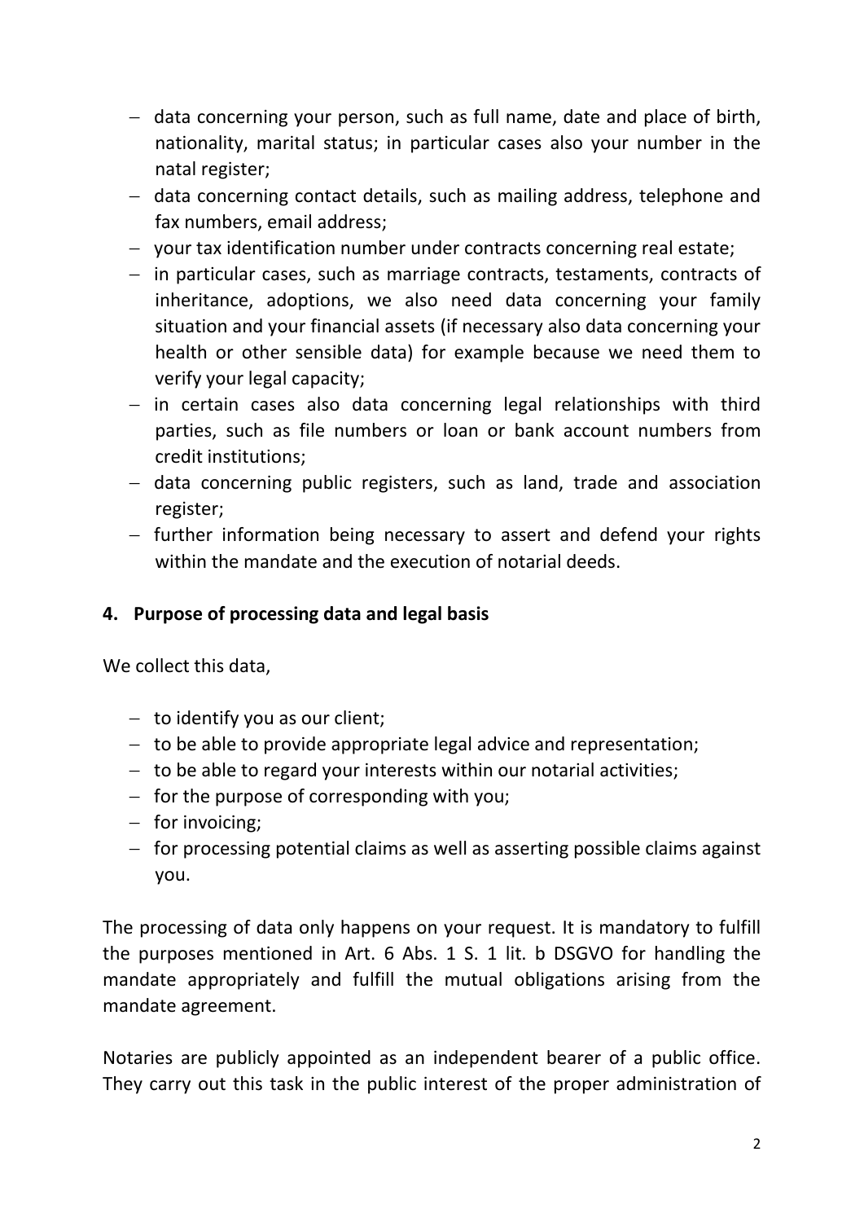- data concerning your person, such as full name, date and place of birth, nationality, marital status; in particular cases also your number in the natal register;
- data concerning contact details, such as mailing address, telephone and fax numbers, email address;
- your tax identification number under contracts concerning real estate;
- in particular cases, such as marriage contracts, testaments, contracts of inheritance, adoptions, we also need data concerning your family situation and your financial assets (if necessary also data concerning your health or other sensible data) for example because we need them to verify your legal capacity;
- in certain cases also data concerning legal relationships with third parties, such as file numbers or loan or bank account numbers from credit institutions;
- data concerning public registers, such as land, trade and association register;
- further information being necessary to assert and defend your rights within the mandate and the execution of notarial deeds.

## 4. Purpose of processing data and legal basis

We collect this data,

- to identify you as our client;
- to be able to provide appropriate legal advice and representation;
- to be able to regard your interests within our notarial activities;
- for the purpose of corresponding with you;
- for invoicing;
- for processing potential claims as well as asserting possible claims against you.

The processing of data only happens on your request. It is mandatory to fulfill the purposes mentioned in Art. 6 Abs. 1 S. 1 lit. b DSGVO for handling the mandate appropriately and fulfill the mutual obligations arising from the mandate agreement.

Notaries are publicly appointed as an independent bearer of a public office. They carry out this task in the public interest of the proper administration of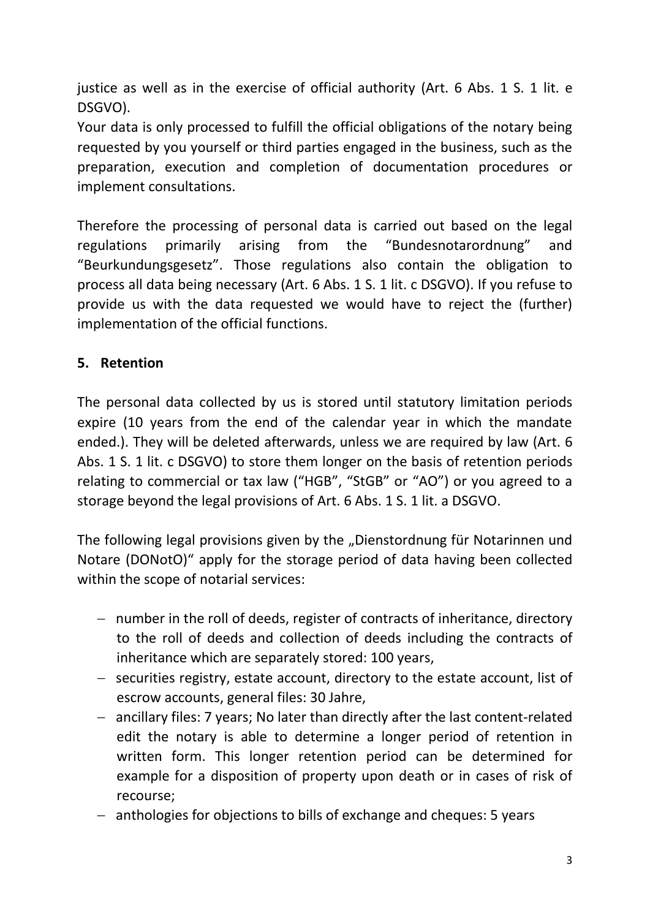justice as well as in the exercise of official authority (Art. 6 Abs. 1 S. 1 lit. e DSGVO).

Your data is only processed to fulfill the official obligations of the notary being requested by you yourself or third parties engaged in the business, such as the preparation, execution and completion of documentation procedures or implement consultations.

Therefore the processing of personal data is carried out based on the legal regulations primarily arising from the "Bundesnotarordnung" and "Beurkundungsgesetz". Those regulations also contain the obligation to process all data being necessary (Art. 6 Abs. 1 S. 1 lit. c DSGVO). If you refuse to provide us with the data requested we would have to reject the (further) implementation of the official functions.

## 5. Retention

The personal data collected by us is stored until statutory limitation periods expire (10 years from the end of the calendar year in which the mandate ended.). They will be deleted afterwards, unless we are required by law (Art. 6 Abs. 1 S. 1 lit. c DSGVO) to store them longer on the basis of retention periods relating to commercial or tax law ("HGB", "StGB" or "AO") or you agreed to a storage beyond the legal provisions of Art. 6 Abs. 1 S. 1 lit. a DSGVO.

The following legal provisions given by the „Dienstordnung für Notarinnen und Notare (DONotO)" apply for the storage period of data having been collected within the scope of notarial services:

- number in the roll of deeds, register of contracts of inheritance, directory to the roll of deeds and collection of deeds including the contracts of inheritance which are separately stored: 100 years,
- securities registry, estate account, directory to the estate account, list of escrow accounts, general files: 30 Jahre,
- ancillary files: 7 years; No later than directly after the last content-related edit the notary is able to determine a longer period of retention in written form. This longer retention period can be determined for example for a disposition of property upon death or in cases of risk of recourse;
- anthologies for objections to bills of exchange and cheques: 5 years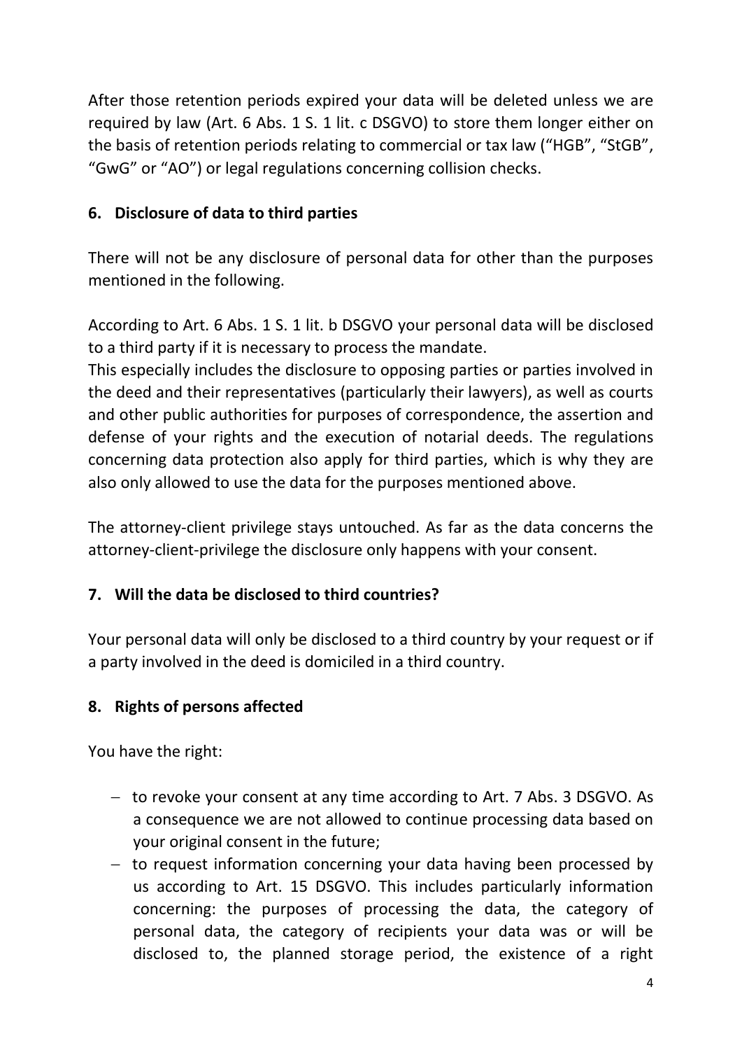After those retention periods expired your data will be deleted unless we are required by law (Art. 6 Abs. 1 S. 1 lit. c DSGVO) to store them longer either on the basis of retention periods relating to commercial or tax law (“HGB”, “StGB”, “GwG” or “AO”) or legal regulations concerning collision checks.

## 6. Disclosure of data to third parties

There will not be any disclosure of personal data for other than the purposes mentioned in the following.

According to Art. 6 Abs. 1 S. 1 lit. b DSGVO your personal data will be disclosed to a third party if it is necessary to process the mandate.
This especially includes the disclosure to opposing parties or parties involved in the deed and their representatives (particularly their lawyers), as well as courts and other public authorities for purposes of correspondence, the assertion and defense of your rights and the execution of notarial deeds. The regulations concerning data protection also apply for third parties, which is why they are also only allowed to use the data for the purposes mentioned above.

The attorney-client privilege stays untouched. As far as the data concerns the attorney-client-privilege the disclosure only happens with your consent.

## 7. Will the data be disclosed to third countries?

Your personal data will only be disclosed to a third country by your request or if a party involved in the deed is domiciled in a third country.

## 8. Rights of persons affected

You have the right:

- to revoke your consent at any time according to Art. 7 Abs. 3 DSGVO. As a consequence we are not allowed to continue processing data based on your original consent in the future;
- to request information concerning your data having been processed by us according to Art. 15 DSGVO. This includes particularly information concerning: the purposes of processing the data, the category of personal data, the category of recipients your data was or will be disclosed to, the planned storage period, the existence of a right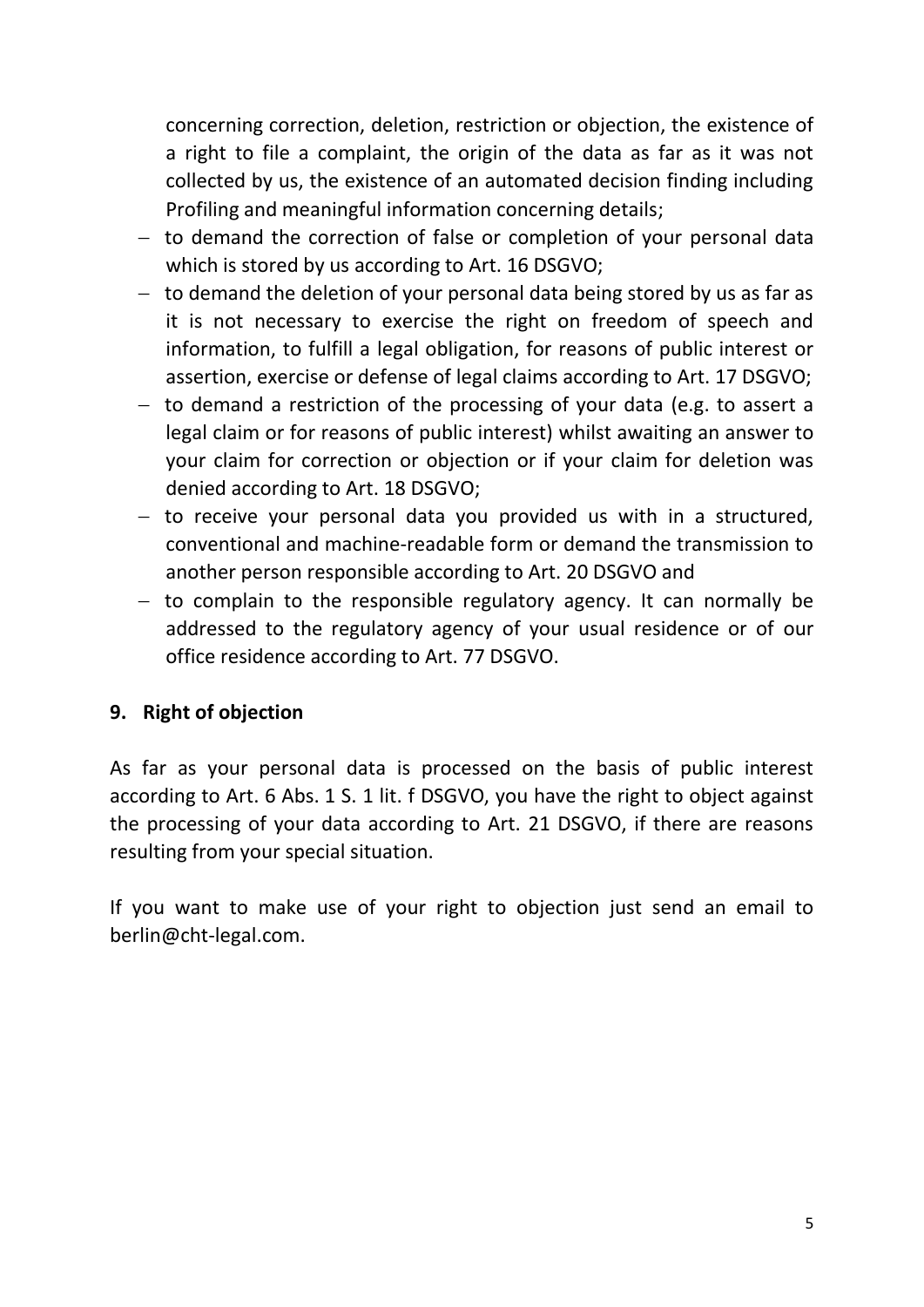concerning correction, deletion, restriction or objection, the existence of a right to file a complaint, the origin of the data as far as it was not collected by us, the existence of an automated decision finding including Profiling and meaningful information concerning details;

- to demand the correction of false or completion of your personal data which is stored by us according to Art. 16 DSGVO;
- to demand the deletion of your personal data being stored by us as far as it is not necessary to exercise the right on freedom of speech and information, to fulfill a legal obligation, for reasons of public interest or assertion, exercise or defense of legal claims according to Art. 17 DSGVO;
- to demand a restriction of the processing of your data (e.g. to assert a legal claim or for reasons of public interest) whilst awaiting an answer to your claim for correction or objection or if your claim for deletion was denied according to Art. 18 DSGVO;
- to receive your personal data you provided us with in a structured, conventional and machine-readable form or demand the transmission to another person responsible according to Art. 20 DSGVO and
- to complain to the responsible regulatory agency. It can normally be addressed to the regulatory agency of your usual residence or of our office residence according to Art. 77 DSGVO.

## 9. Right of objection

As far as your personal data is processed on the basis of public interest according to Art. 6 Abs. 1 S. 1 lit. f DSGVO, you have the right to object against the processing of your data according to Art. 21 DSGVO, if there are reasons resulting from your special situation.

If you want to make use of your right to objection just send an email to berlin@cht-legal.com.